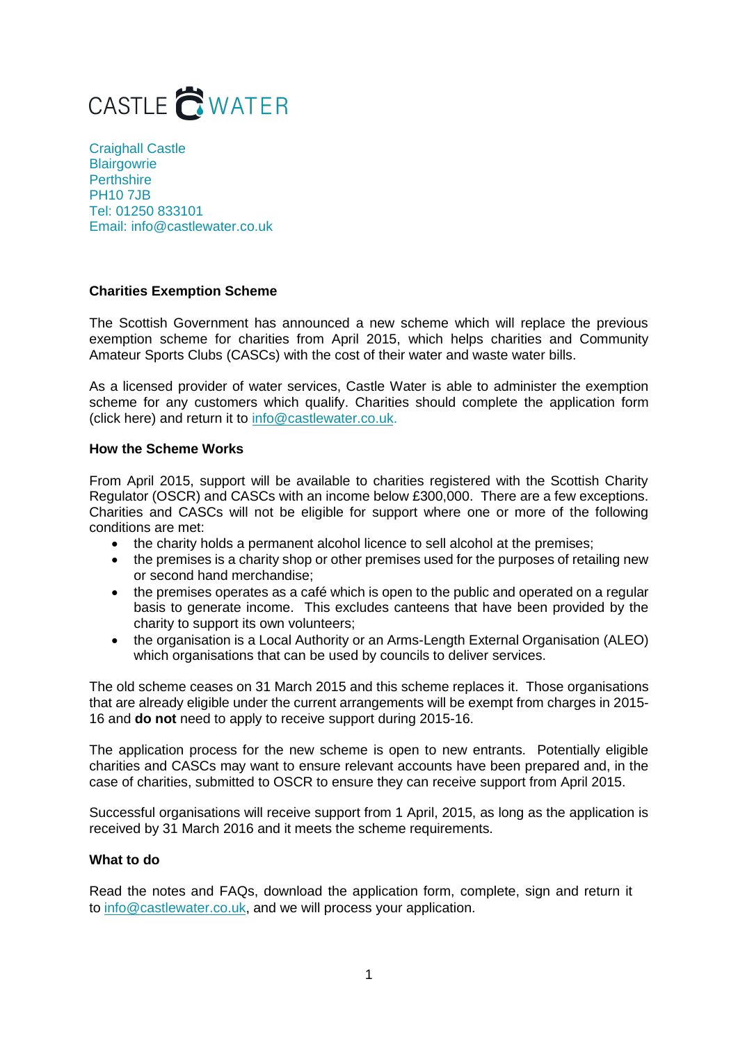CASTLE WATER

Craighall Castle
Blairgowrie
Perthshire
PH10 7JB
Tel: 01250 833101
Email: info@castlewater.co.uk

**Charities Exemption Scheme**

The Scottish Government has announced a new scheme which will replace the previous exemption scheme for charities from April 2015, which helps charities and Community Amateur Sports Clubs (CASCs) with the cost of their water and waste water bills.

As a licensed provider of water services, Castle Water is able to administer the exemption scheme for any customers which qualify. Charities should complete the application form (click here) and return it to info@castlewater.co.uk.

**How the Scheme Works**

From April 2015, support will be available to charities registered with the Scottish Charity Regulator (OSCR) and CASCs with an income below £300,000. There are a few exceptions. Charities and CASCs will not be eligible for support where one or more of the following conditions are met:

- the charity holds a permanent alcohol licence to sell alcohol at the premises;
- the premises is a charity shop or other premises used for the purposes of retailing new or second hand merchandise;
- the premises operates as a café which is open to the public and operated on a regular basis to generate income. This excludes canteens that have been provided by the charity to support its own volunteers;
- the organisation is a Local Authority or an Arms-Length External Organisation (ALEO) which organisations that can be used by councils to deliver services.

The old scheme ceases on 31 March 2015 and this scheme replaces it. Those organisations that are already eligible under the current arrangements will be exempt from charges in 2015-16 and **do not** need to apply to receive support during 2015-16.

The application process for the new scheme is open to new entrants. Potentially eligible charities and CASCs may want to ensure relevant accounts have been prepared and, in the case of charities, submitted to OSCR to ensure they can receive support from April 2015.

Successful organisations will receive support from 1 April, 2015, as long as the application is received by 31 March 2016 and it meets the scheme requirements.

**What to do**

Read the notes and FAQs, download the application form, complete, sign and return it to info@castlewater.co.uk, and we will process your application.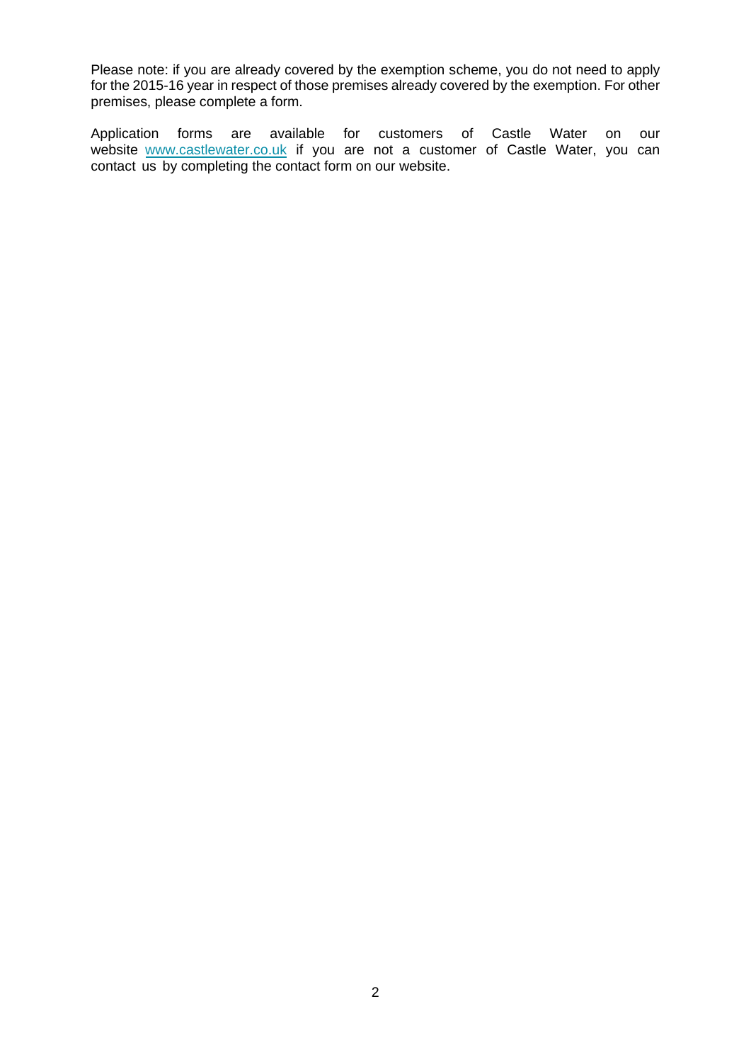Please note: if you are already covered by the exemption scheme, you do not need to apply for the 2015-16 year in respect of those premises already covered by the exemption. For other premises, please complete a form.

Application forms are available for customers of Castle Water on our website [www.castlewater.co.uk](http://www.castlewater.co.uk) if you are not a customer of Castle Water, you can contact us by completing the contact form on our website.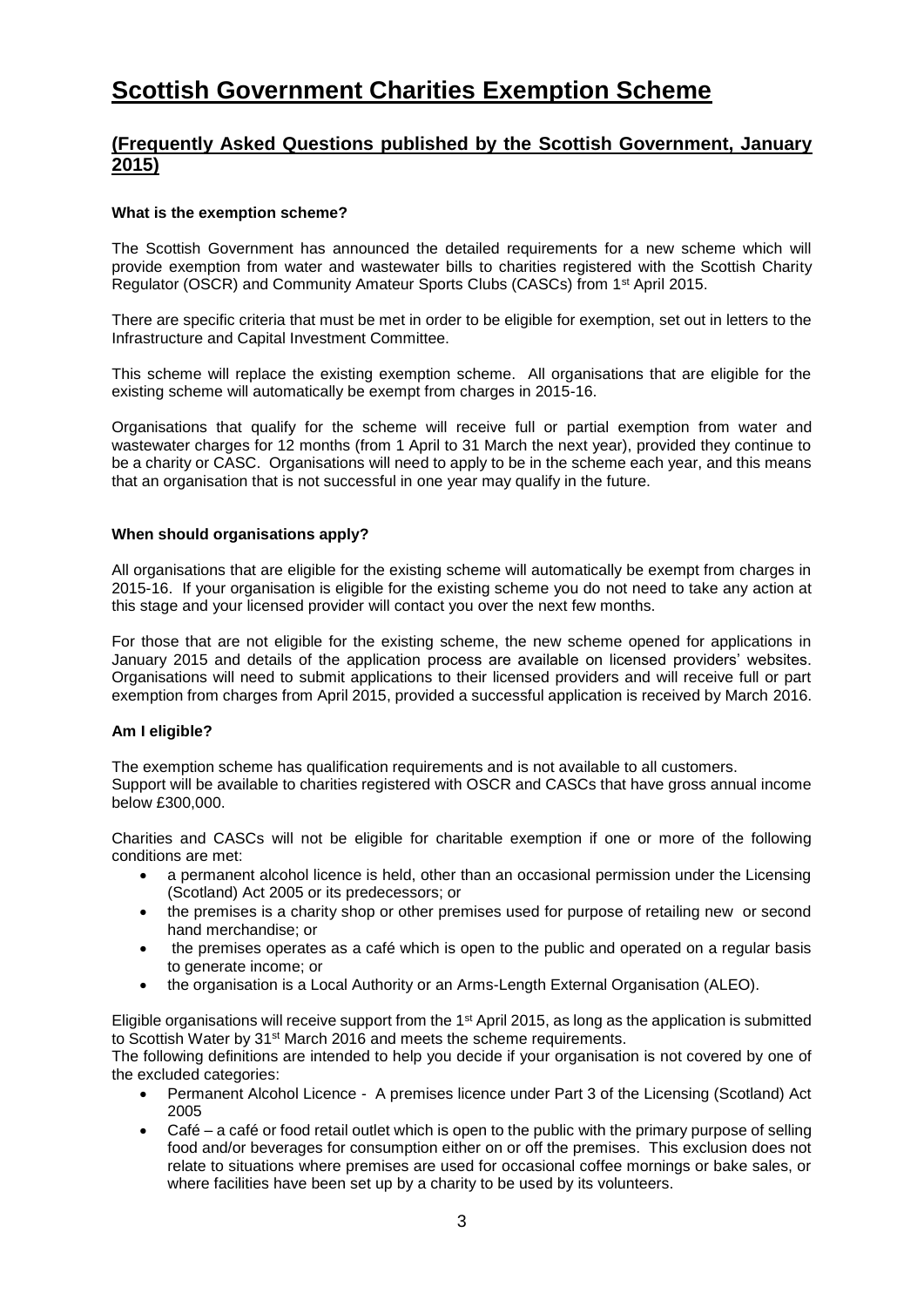# Scottish Government Charities Exemption Scheme

## (Frequently Asked Questions published by the Scottish Government, January 2015)

**What is the exemption scheme?**

The Scottish Government has announced the detailed requirements for a new scheme which will provide exemption from water and wastewater bills to charities registered with the Scottish Charity Regulator (OSCR) and Community Amateur Sports Clubs (CASCs) from 1st April 2015.

There are specific criteria that must be met in order to be eligible for exemption, set out in letters to the Infrastructure and Capital Investment Committee.

This scheme will replace the existing exemption scheme. All organisations that are eligible for the existing scheme will automatically be exempt from charges in 2015-16.

Organisations that qualify for the scheme will receive full or partial exemption from water and wastewater charges for 12 months (from 1 April to 31 March the next year), provided they continue to be a charity or CASC. Organisations will need to apply to be in the scheme each year, and this means that an organisation that is not successful in one year may qualify in the future.

**When should organisations apply?**

All organisations that are eligible for the existing scheme will automatically be exempt from charges in 2015-16. If your organisation is eligible for the existing scheme you do not need to take any action at this stage and your licensed provider will contact you over the next few months.

For those that are not eligible for the existing scheme, the new scheme opened for applications in January 2015 and details of the application process are available on licensed providers' websites. Organisations will need to submit applications to their licensed providers and will receive full or part exemption from charges from April 2015, provided a successful application is received by March 2016.

**Am I eligible?**

The exemption scheme has qualification requirements and is not available to all customers.
Support will be available to charities registered with OSCR and CASCs that have gross annual income below £300,000.

Charities and CASCs will not be eligible for charitable exemption if one or more of the following conditions are met:

- a permanent alcohol licence is held, other than an occasional permission under the Licensing (Scotland) Act 2005 or its predecessors; or
- the premises is a charity shop or other premises used for purpose of retailing new or second hand merchandise; or
- the premises operates as a café which is open to the public and operated on a regular basis to generate income; or
- the organisation is a Local Authority or an Arms-Length External Organisation (ALEO).

Eligible organisations will receive support from the 1st April 2015, as long as the application is submitted to Scottish Water by 31st March 2016 and meets the scheme requirements.
The following definitions are intended to help you decide if your organisation is not covered by one of the excluded categories:

- Permanent Alcohol Licence - A premises licence under Part 3 of the Licensing (Scotland) Act 2005
- Café – a café or food retail outlet which is open to the public with the primary purpose of selling food and/or beverages for consumption either on or off the premises. This exclusion does not relate to situations where premises are used for occasional coffee mornings or bake sales, or where facilities have been set up by a charity to be used by its volunteers.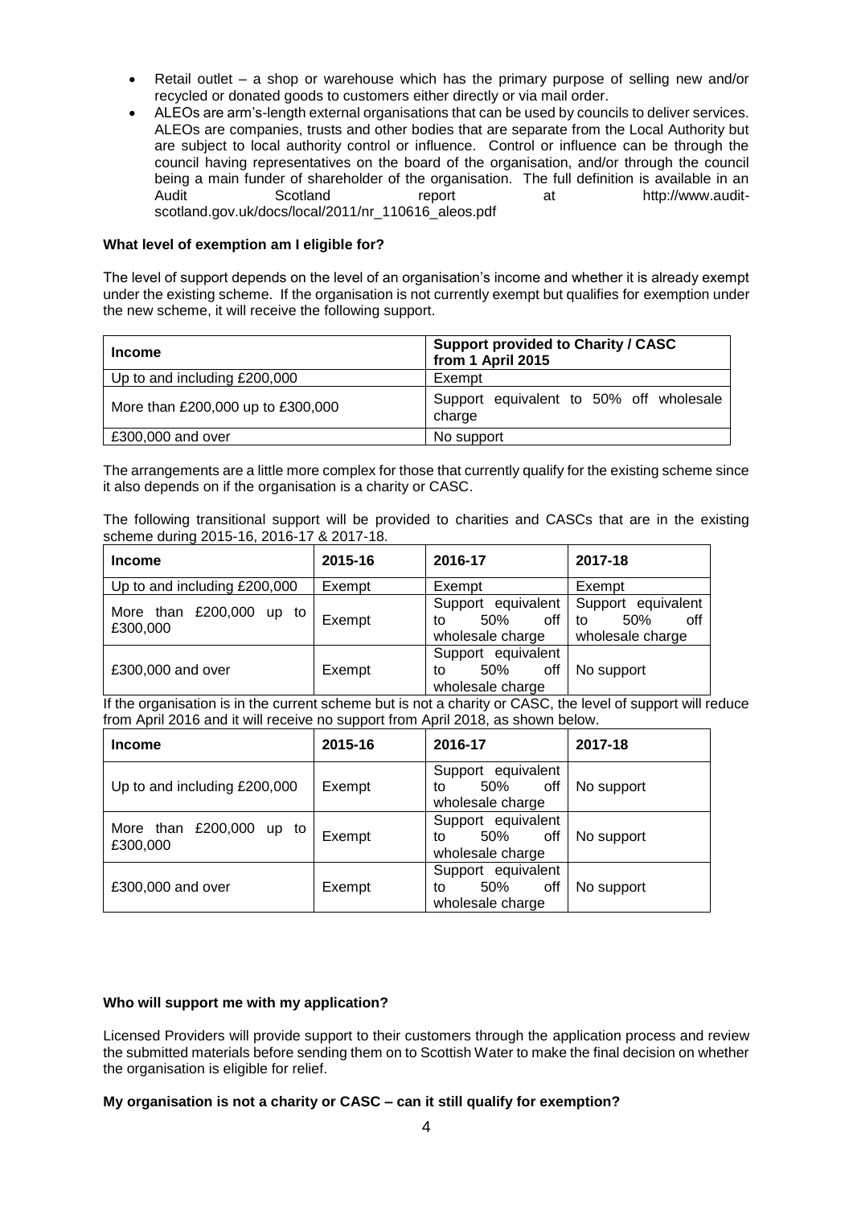- Retail outlet – a shop or warehouse which has the primary purpose of selling new and/or recycled or donated goods to customers either directly or via mail order.
- ALEOs are arm's-length external organisations that can be used by councils to deliver services. ALEOs are companies, trusts and other bodies that are separate from the Local Authority but are subject to local authority control or influence. Control or influence can be through the council having representatives on the board of the organisation, and/or through the council being a main funder of shareholder of the organisation. The full definition is available in an Audit Scotland report at http://www.audit-scotland.gov.uk/docs/local/2011/nr_110616_aleos.pdf

**What level of exemption am I eligible for?**

The level of support depends on the level of an organisation's income and whether it is already exempt under the existing scheme. If the organisation is not currently exempt but qualifies for exemption under the new scheme, it will receive the following support.

| Income | Support provided to Charity / CASC from 1 April 2015 |
|---|---|
| Up to and including £200,000 | Exempt |
| More than £200,000 up to £300,000 | Support equivalent to 50% off wholesale charge |
| £300,000 and over | No support |

The arrangements are a little more complex for those that currently qualify for the existing scheme since it also depends on if the organisation is a charity or CASC.

The following transitional support will be provided to charities and CASCs that are in the existing scheme during 2015-16, 2016-17 & 2017-18.

| Income | 2015-16 | 2016-17 | 2017-18 |
|---|---|---|---|
| Up to and including £200,000 | Exempt | Exempt | Exempt |
| More than £200,000 up to £300,000 | Exempt | Support equivalent to 50% off wholesale charge | Support equivalent to 50% off wholesale charge |
| £300,000 and over | Exempt | Support equivalent to 50% off wholesale charge | No support |

If the organisation is in the current scheme but is not a charity or CASC, the level of support will reduce from April 2016 and it will receive no support from April 2018, as shown below.

| Income | 2015-16 | 2016-17 | 2017-18 |
|---|---|---|---|
| Up to and including £200,000 | Exempt | Support equivalent to 50% off wholesale charge | No support |
| More than £200,000 up to £300,000 | Exempt | Support equivalent to 50% off wholesale charge | No support |
| £300,000 and over | Exempt | Support equivalent to 50% off wholesale charge | No support |

**Who will support me with my application?**

Licensed Providers will provide support to their customers through the application process and review the submitted materials before sending them on to Scottish Water to make the final decision on whether the organisation is eligible for relief.

**My organisation is not a charity or CASC – can it still qualify for exemption?**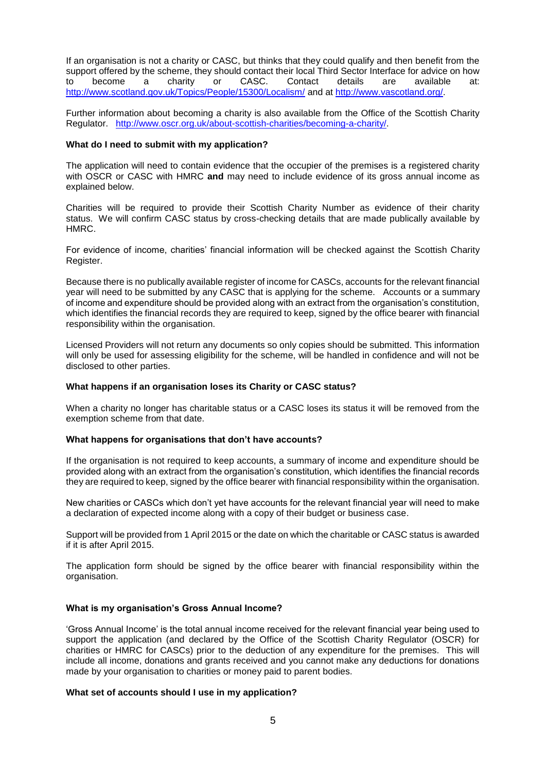If an organisation is not a charity or CASC, but thinks that they could qualify and then benefit from the support offered by the scheme, they should contact their local Third Sector Interface for advice on how to become a charity or CASC. Contact details are available at: http://www.scotland.gov.uk/Topics/People/15300/Localism/ and at http://www.vascotland.org/.

Further information about becoming a charity is also available from the Office of the Scottish Charity Regulator. http://www.oscr.org.uk/about-scottish-charities/becoming-a-charity/.

**What do I need to submit with my application?**

The application will need to contain evidence that the occupier of the premises is a registered charity with OSCR or CASC with HMRC **and** may need to include evidence of its gross annual income as explained below.

Charities will be required to provide their Scottish Charity Number as evidence of their charity status. We will confirm CASC status by cross-checking details that are made publically available by HMRC.

For evidence of income, charities' financial information will be checked against the Scottish Charity Register.

Because there is no publically available register of income for CASCs, accounts for the relevant financial year will need to be submitted by any CASC that is applying for the scheme. Accounts or a summary of income and expenditure should be provided along with an extract from the organisation's constitution, which identifies the financial records they are required to keep, signed by the office bearer with financial responsibility within the organisation.

Licensed Providers will not return any documents so only copies should be submitted. This information will only be used for assessing eligibility for the scheme, will be handled in confidence and will not be disclosed to other parties.

**What happens if an organisation loses its Charity or CASC status?**

When a charity no longer has charitable status or a CASC loses its status it will be removed from the exemption scheme from that date.

**What happens for organisations that don't have accounts?**

If the organisation is not required to keep accounts, a summary of income and expenditure should be provided along with an extract from the organisation's constitution, which identifies the financial records they are required to keep, signed by the office bearer with financial responsibility within the organisation.

New charities or CASCs which don't yet have accounts for the relevant financial year will need to make a declaration of expected income along with a copy of their budget or business case.

Support will be provided from 1 April 2015 or the date on which the charitable or CASC status is awarded if it is after April 2015.

The application form should be signed by the office bearer with financial responsibility within the organisation.

**What is my organisation's Gross Annual Income?**

'Gross Annual Income' is the total annual income received for the relevant financial year being used to support the application (and declared by the Office of the Scottish Charity Regulator (OSCR) for charities or HMRC for CASCs) prior to the deduction of any expenditure for the premises. This will include all income, donations and grants received and you cannot make any deductions for donations made by your organisation to charities or money paid to parent bodies.

**What set of accounts should I use in my application?**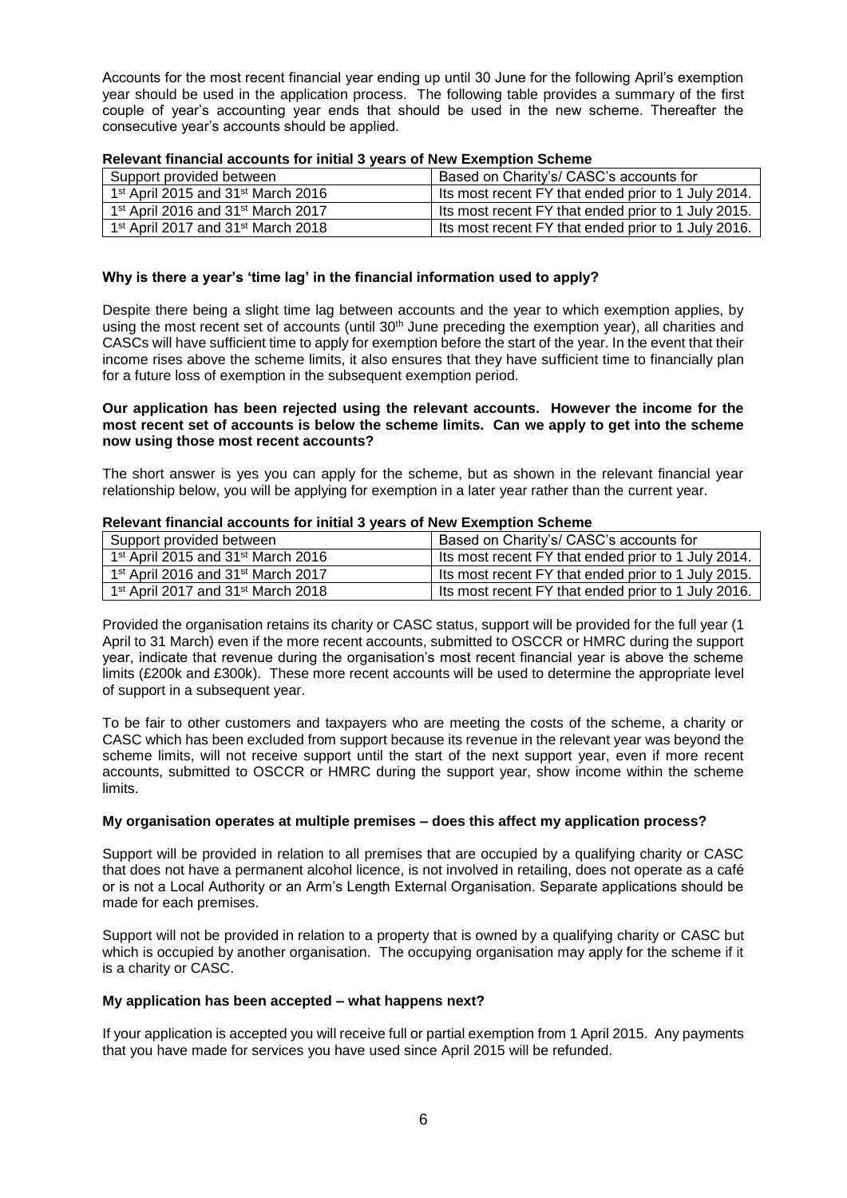Accounts for the most recent financial year ending up until 30 June for the following April's exemption year should be used in the application process. The following table provides a summary of the first couple of year's accounting year ends that should be used in the new scheme. Thereafter the consecutive year's accounts should be applied.

**Relevant financial accounts for initial 3 years of New Exemption Scheme**

| Support provided between | Based on Charity's/ CASC's accounts for |
|---|---|
| 1st April 2015 and 31st March 2016 | Its most recent FY that ended prior to 1 July 2014. |
| 1st April 2016 and 31st March 2017 | Its most recent FY that ended prior to 1 July 2015. |
| 1st April 2017 and 31st March 2018 | Its most recent FY that ended prior to 1 July 2016. |

**Why is there a year's 'time lag' in the financial information used to apply?**

Despite there being a slight time lag between accounts and the year to which exemption applies, by using the most recent set of accounts (until 30th June preceding the exemption year), all charities and CASCs will have sufficient time to apply for exemption before the start of the year. In the event that their income rises above the scheme limits, it also ensures that they have sufficient time to financially plan for a future loss of exemption in the subsequent exemption period.

**Our application has been rejected using the relevant accounts. However the income for the most recent set of accounts is below the scheme limits. Can we apply to get into the scheme now using those most recent accounts?**

The short answer is yes you can apply for the scheme, but as shown in the relevant financial year relationship below, you will be applying for exemption in a later year rather than the current year.

**Relevant financial accounts for initial 3 years of New Exemption Scheme**

| Support provided between | Based on Charity's/ CASC's accounts for |
|---|---|
| 1st April 2015 and 31st March 2016 | Its most recent FY that ended prior to 1 July 2014. |
| 1st April 2016 and 31st March 2017 | Its most recent FY that ended prior to 1 July 2015. |
| 1st April 2017 and 31st March 2018 | Its most recent FY that ended prior to 1 July 2016. |

Provided the organisation retains its charity or CASC status, support will be provided for the full year (1 April to 31 March) even if the more recent accounts, submitted to OSCCR or HMRC during the support year, indicate that revenue during the organisation's most recent financial year is above the scheme limits (£200k and £300k). These more recent accounts will be used to determine the appropriate level of support in a subsequent year.

To be fair to other customers and taxpayers who are meeting the costs of the scheme, a charity or CASC which has been excluded from support because its revenue in the relevant year was beyond the scheme limits, will not receive support until the start of the next support year, even if more recent accounts, submitted to OSCCR or HMRC during the support year, show income within the scheme limits.

**My organisation operates at multiple premises – does this affect my application process?**

Support will be provided in relation to all premises that are occupied by a qualifying charity or CASC that does not have a permanent alcohol licence, is not involved in retailing, does not operate as a café or is not a Local Authority or an Arm's Length External Organisation. Separate applications should be made for each premises.

Support will not be provided in relation to a property that is owned by a qualifying charity or CASC but which is occupied by another organisation. The occupying organisation may apply for the scheme if it is a charity or CASC.

**My application has been accepted – what happens next?**

If your application is accepted you will receive full or partial exemption from 1 April 2015. Any payments that you have made for services you have used since April 2015 will be refunded.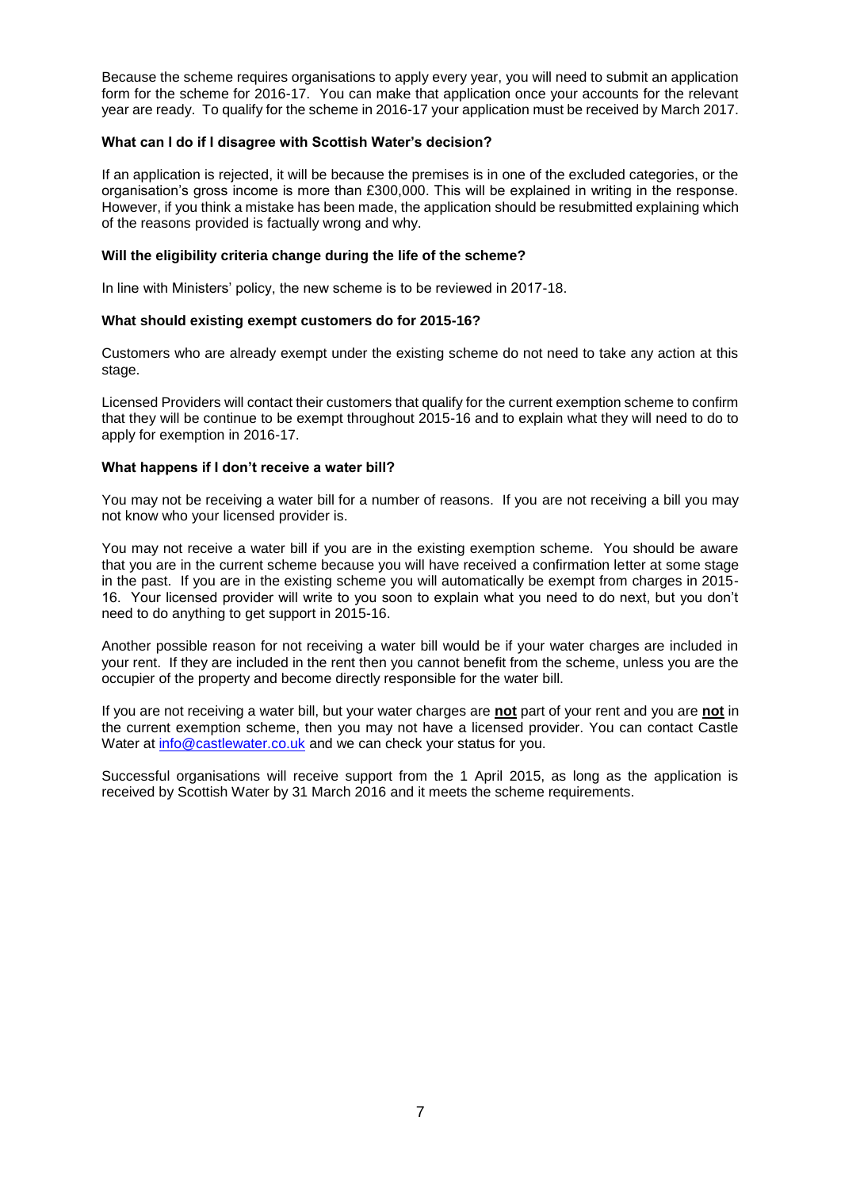Because the scheme requires organisations to apply every year, you will need to submit an application form for the scheme for 2016-17. You can make that application once your accounts for the relevant year are ready. To qualify for the scheme in 2016-17 your application must be received by March 2017.

### What can I do if I disagree with Scottish Water's decision?

If an application is rejected, it will be because the premises is in one of the excluded categories, or the organisation's gross income is more than £300,000. This will be explained in writing in the response. However, if you think a mistake has been made, the application should be resubmitted explaining which of the reasons provided is factually wrong and why.

### Will the eligibility criteria change during the life of the scheme?

In line with Ministers' policy, the new scheme is to be reviewed in 2017-18.

### What should existing exempt customers do for 2015-16?

Customers who are already exempt under the existing scheme do not need to take any action at this stage.

Licensed Providers will contact their customers that qualify for the current exemption scheme to confirm that they will be continue to be exempt throughout 2015-16 and to explain what they will need to do to apply for exemption in 2016-17.

### What happens if I don't receive a water bill?

You may not be receiving a water bill for a number of reasons. If you are not receiving a bill you may not know who your licensed provider is.

You may not receive a water bill if you are in the existing exemption scheme. You should be aware that you are in the current scheme because you will have received a confirmation letter at some stage in the past. If you are in the existing scheme you will automatically be exempt from charges in 2015-16. Your licensed provider will write to you soon to explain what you need to do next, but you don't need to do anything to get support in 2015-16.

Another possible reason for not receiving a water bill would be if your water charges are included in your rent. If they are included in the rent then you cannot benefit from the scheme, unless you are the occupier of the property and become directly responsible for the water bill.

If you are not receiving a water bill, but your water charges are **not** part of your rent and you are **not** in the current exemption scheme, then you may not have a licensed provider. You can contact Castle Water at info@castlewater.co.uk and we can check your status for you.

Successful organisations will receive support from the 1 April 2015, as long as the application is received by Scottish Water by 31 March 2016 and it meets the scheme requirements.